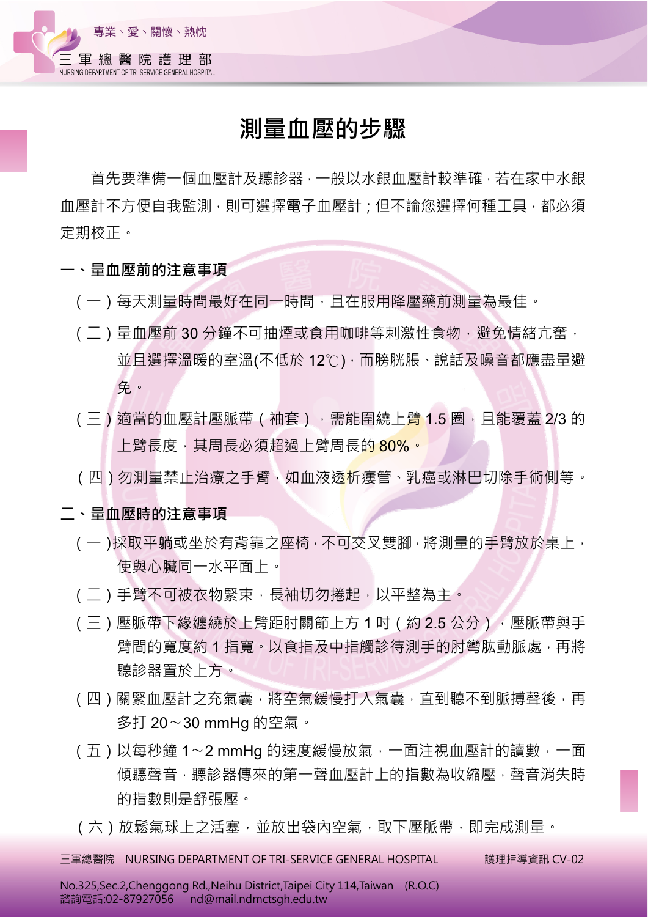# 測量血壓的步驟

首先要準備一個血壓計及聽診器，一般以水銀血壓計較準確，若在家中水銀血壓計不方便自我監測，則可選擇電子血壓計；但不論您選擇何種工具，都必須定期校正。

## 一、量血壓前的注意事項

（一）每天測量時間最好在同一時間，且在服用降壓藥前測量為最佳。

（二）量血壓前 30 分鐘不可抽煙或食用咖啡等刺激性食物，避免情緒亢奮，並且選擇溫暖的室溫(不低於 12℃)，而膀胱脹、說話及噪音都應盡量避免。

（三）適當的血壓計壓脈帶（袖套），需能圍繞上臂 1.5 圈，且能覆蓋 2/3 的上臂長度，其周長必須超過上臂周長的 80%。

（四）勿測量禁止治療之手臂，如血液透析瘻管、乳癌或淋巴切除手術側等。

## 二、量血壓時的注意事項

（一）採取平躺或坐於有背靠之座椅，不可交叉雙腳，將測量的手臂放於桌上，使與心臟同一水平面上。

（二）手臂不可被衣物緊束，長袖切勿捲起，以平整為主。

（三）壓脈帶下緣纏繞於上臂距肘關節上方 1 吋（約 2.5 公分），壓脈帶與手臂間的寬度約 1 指寬。以食指及中指觸診待測手的肘彎肱動脈處，再將聽診器置於上方。

（四）關緊血壓計之充氣囊，將空氣緩慢打入氣囊，直到聽不到脈搏聲後，再多打 20～30 mmHg 的空氣。

（五）以每秒鐘 1～2 mmHg 的速度緩慢放氣，一面注視血壓計的讀數，一面傾聽聲音，聽診器傳來的第一聲血壓計上的指數為收縮壓，聲音消失時的指數則是舒張壓。

（六）放鬆氣球上之活塞，並放出袋內空氣，取下壓脈帶，即完成測量。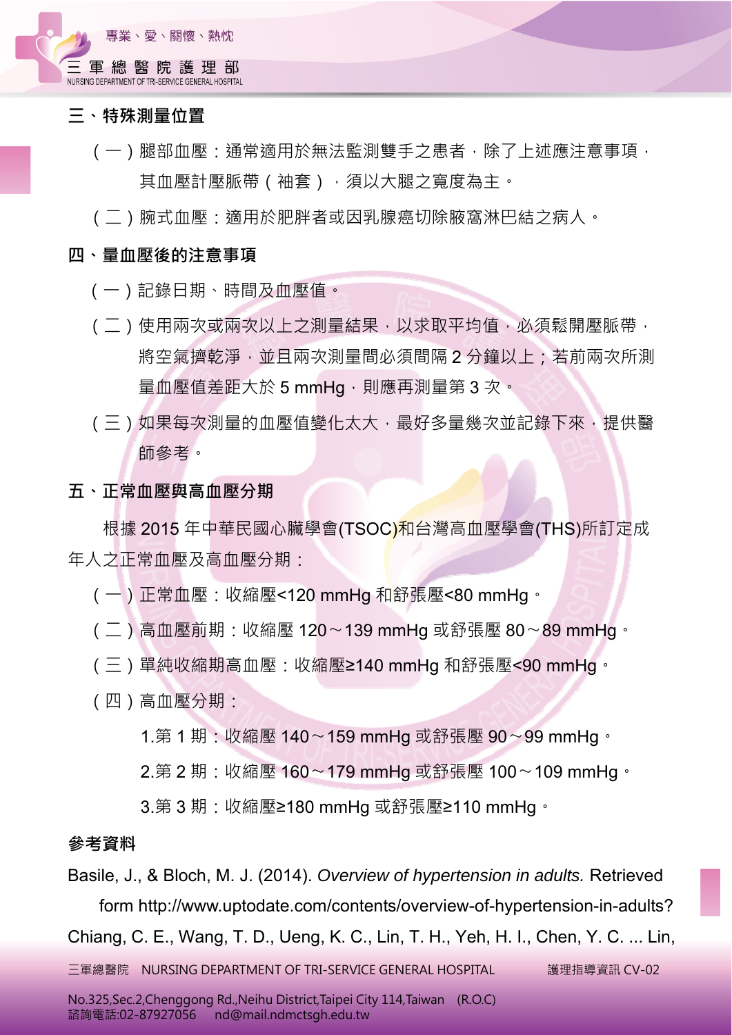## 三、特殊測量位置

（一）腿部血壓：通常適用於無法監測雙手之患者，除了上述應注意事項，其血壓計壓脈帶（袖套），須以大腿之寬度為主。

（二）腕式血壓：適用於肥胖者或因乳腺癌切除腋窩淋巴結之病人。

## 四、量血壓後的注意事項

（一）記錄日期、時間及血壓值。

（二）使用兩次或兩次以上之測量結果，以求取平均值，必須鬆開壓脈帶，將空氣擠乾淨，並且兩次測量間必須間隔 2 分鐘以上；若前兩次所測量血壓值差距大於 5 mmHg，則應再測量第 3 次。

（三）如果每次測量的血壓值變化太大，最好多量幾次並記錄下來，提供醫師參考。

## 五、正常血壓與高血壓分期

根據 2015 年中華民國心臟學會(TSOC)和台灣高血壓學會(THS)所訂定成年人之正常血壓及高血壓分期：

（一）正常血壓：收縮壓<120 mmHg 和舒張壓<80 mmHg。

（二）高血壓前期：收縮壓 120～139 mmHg 或舒張壓 80～89 mmHg。

（三）單純收縮期高血壓：收縮壓≥140 mmHg 和舒張壓<90 mmHg。

（四）高血壓分期：

1.第 1 期：收縮壓 140～159 mmHg 或舒張壓 90～99 mmHg。

2.第 2 期：收縮壓 160～179 mmHg 或舒張壓 100～109 mmHg。

3.第 3 期：收縮壓≥180 mmHg 或舒張壓≥110 mmHg。

## 參考資料

Basile, J., & Bloch, M. J. (2014). *Overview of hypertension in adults.* Retrieved form http://www.uptodate.com/contents/overview-of-hypertension-in-adults?

Chiang, C. E., Wang, T. D., Ueng, K. C., Lin, T. H., Yeh, H. I., Chen, Y. C. ... Lin,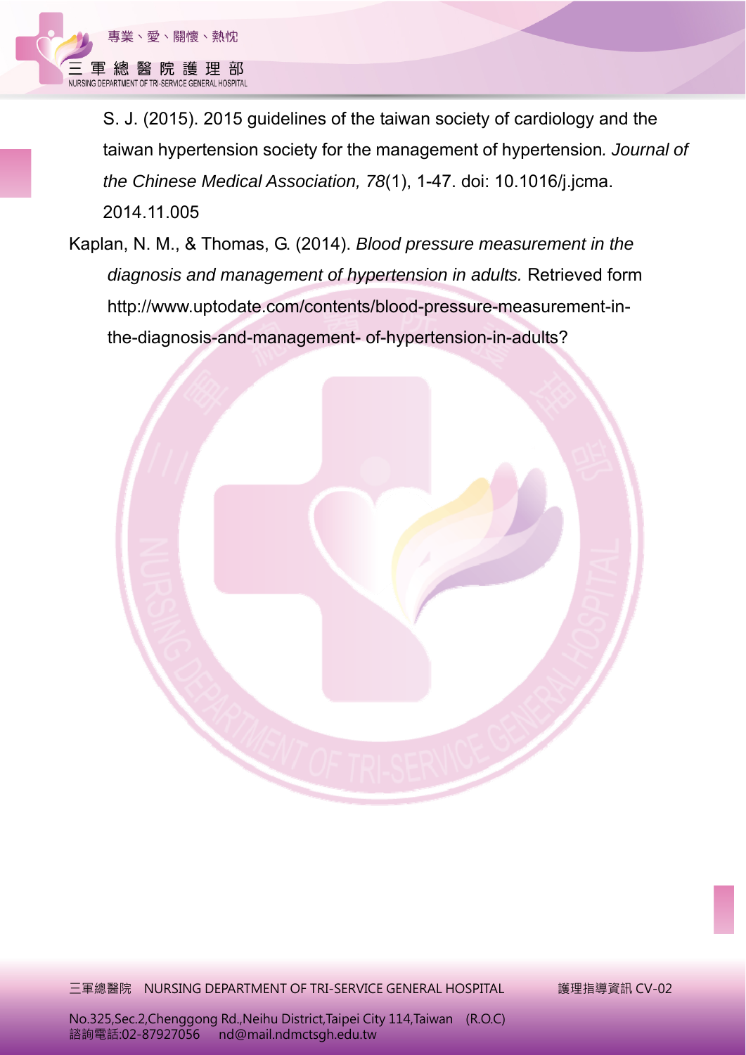S. J. (2015). 2015 guidelines of the taiwan society of cardiology and the taiwan hypertension society for the management of hypertension. *Journal of the Chinese Medical Association, 78*(1), 1-47. doi: 10.1016/j.jcma. 2014.11.005

Kaplan, N. M., & Thomas, G. (2014). *Blood pressure measurement in the diagnosis and management of hypertension in adults.* Retrieved form http://www.uptodate.com/contents/blood-pressure-measurement-in-the-diagnosis-and-management- of-hypertension-in-adults?